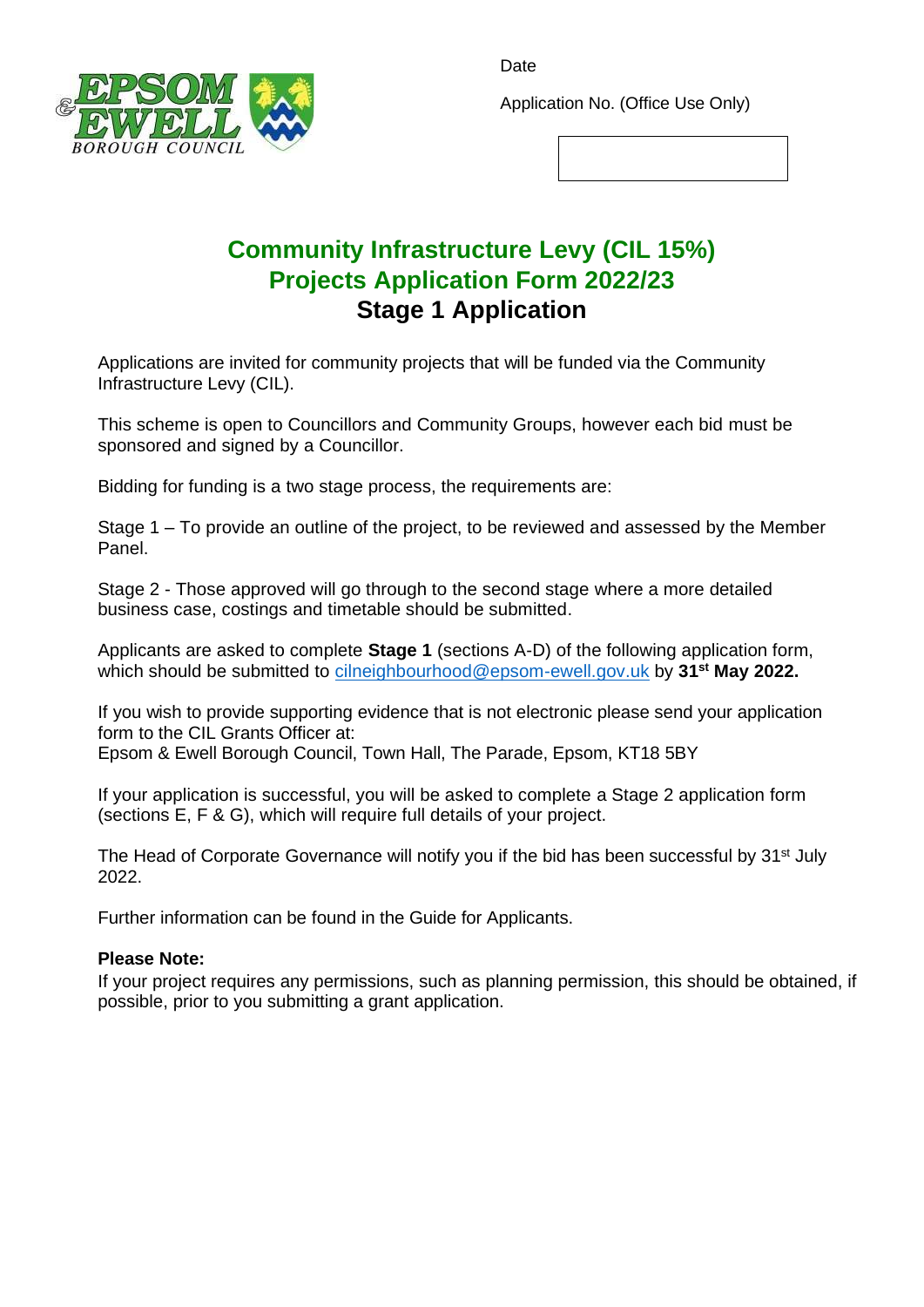EPSOM & EWELL BOROUGH COUNCIL

Date

Application No. (Office Use Only)

# Community Infrastructure Levy (CIL 15%) Projects Application Form 2022/23

## Stage 1 Application

Applications are invited for community projects that will be funded via the Community Infrastructure Levy (CIL).

This scheme is open to Councillors and Community Groups, however each bid must be sponsored and signed by a Councillor.

Bidding for funding is a two stage process, the requirements are:

Stage 1 – To provide an outline of the project, to be reviewed and assessed by the Member Panel.

Stage 2 - Those approved will go through to the second stage where a more detailed business case, costings and timetable should be submitted.

Applicants are asked to complete **Stage 1** (sections A-D) of the following application form, which should be submitted to cilneighbourhood@epsom-ewell.gov.uk by **31st May 2022.**

If you wish to provide supporting evidence that is not electronic please send your application form to the CIL Grants Officer at:
Epsom & Ewell Borough Council, Town Hall, The Parade, Epsom, KT18 5BY

If your application is successful, you will be asked to complete a Stage 2 application form (sections E, F & G), which will require full details of your project.

The Head of Corporate Governance will notify you if the bid has been successful by 31st July 2022.

Further information can be found in the Guide for Applicants.

**Please Note:**
If your project requires any permissions, such as planning permission, this should be obtained, if possible, prior to you submitting a grant application.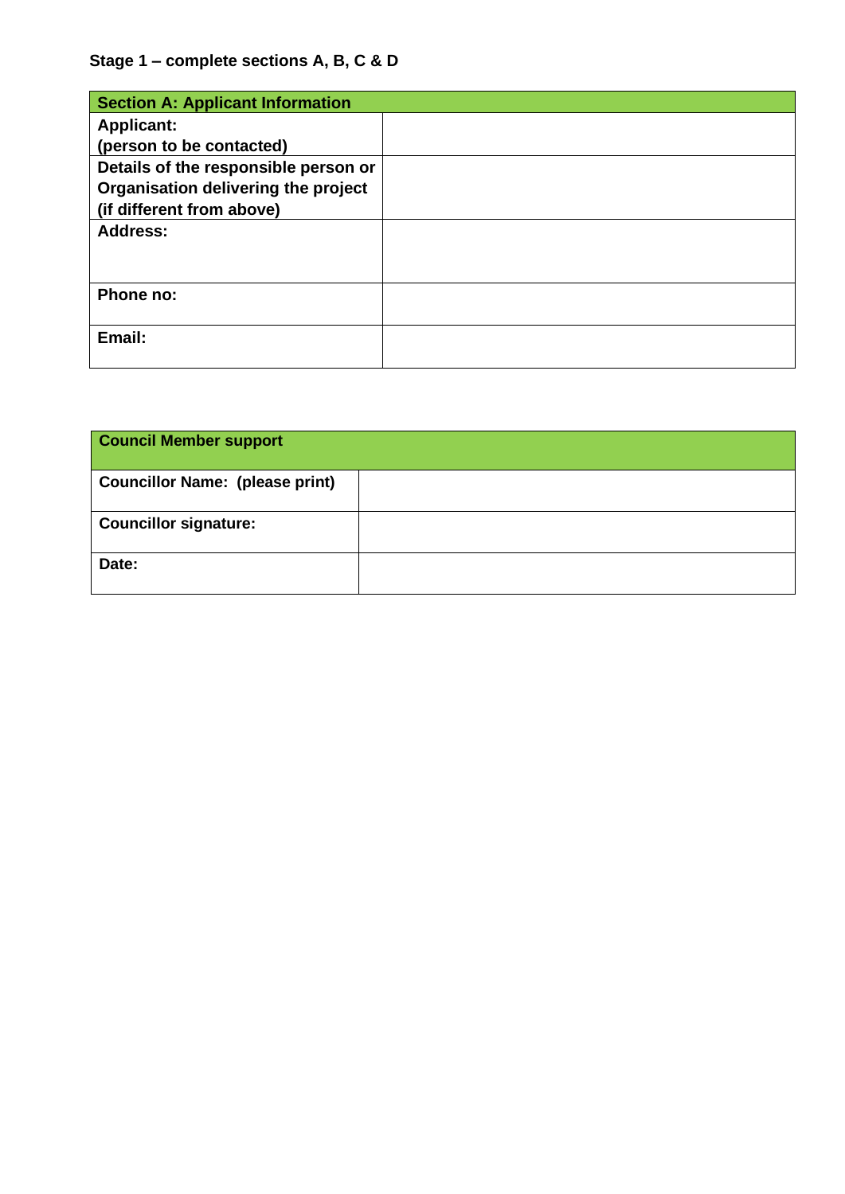**Stage 1 – complete sections A, B, C & D**

| Section A: Applicant Information | |
|---|---|
| **Applicant:** (person to be contacted) | |
| **Details of the responsible person or Organisation delivering the project (if different from above)** | |
| **Address:** | |
| **Phone no:** | |
| **Email:** | |

| Council Member support | |
|---|---|
| **Councillor Name: (please print)** | |
| **Councillor signature:** | |
| **Date:** | |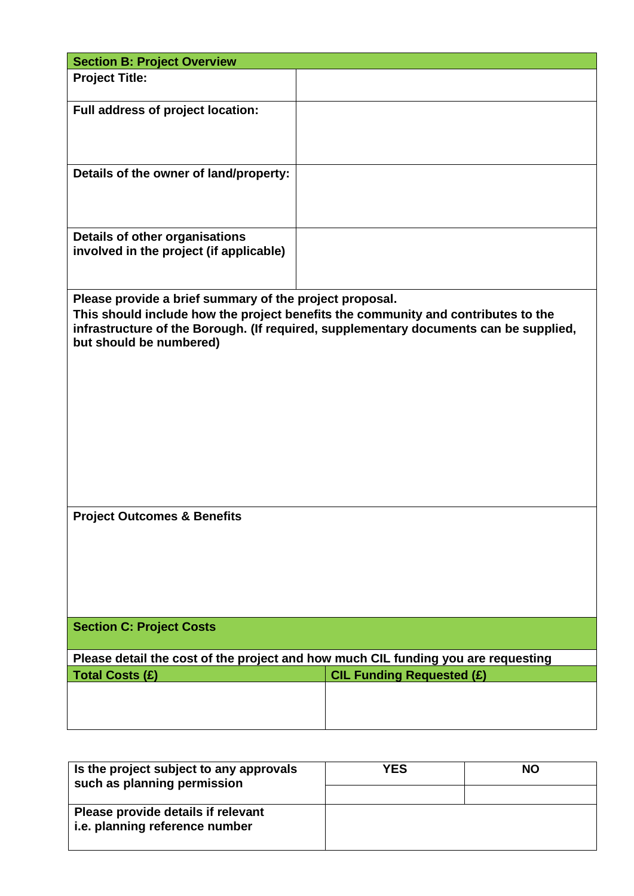## Section B: Project Overview

| | |
|---|---|
| **Project Title:** | |
| **Full address of project location:** | |
| **Details of the owner of land/property:** | |
| **Details of other organisations involved in the project (if applicable)** | |

**Please provide a brief summary of the project proposal.**
**This should include how the project benefits the community and contributes to the infrastructure of the Borough. (If required, supplementary documents can be supplied, but should be numbered)**

**Project Outcomes & Benefits**

## Section C: Project Costs

**Please detail the cost of the project and how much CIL funding you are requesting**

| Total Costs (£) | CIL Funding Requested (£) |
|---|---|
| | |

| | | |
|---|---|---|
| **Is the project subject to any approvals such as planning permission** | **YES** | **NO** |
| | | |
| **Please provide details if relevant i.e. planning reference number** | | |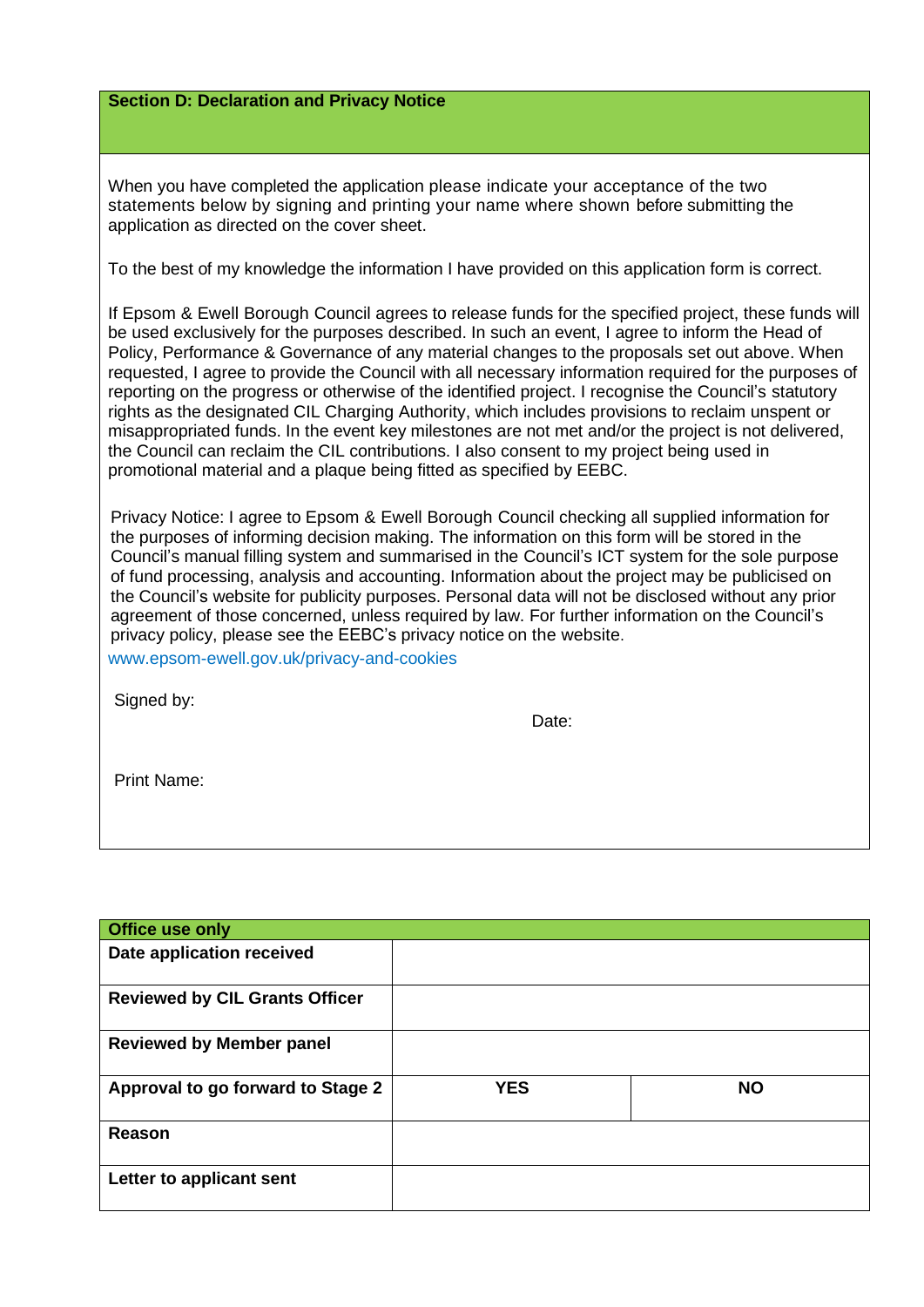## Section D: Declaration and Privacy Notice

When you have completed the application please indicate your acceptance of the two statements below by signing and printing your name where shown before submitting the application as directed on the cover sheet.

To the best of my knowledge the information I have provided on this application form is correct.

If Epsom & Ewell Borough Council agrees to release funds for the specified project, these funds will be used exclusively for the purposes described. In such an event, I agree to inform the Head of Policy, Performance & Governance of any material changes to the proposals set out above. When requested, I agree to provide the Council with all necessary information required for the purposes of reporting on the progress or otherwise of the identified project. I recognise the Council's statutory rights as the designated CIL Charging Authority, which includes provisions to reclaim unspent or misappropriated funds. In the event key milestones are not met and/or the project is not delivered, the Council can reclaim the CIL contributions. I also consent to my project being used in promotional material and a plaque being fitted as specified by EEBC.

Privacy Notice: I agree to Epsom & Ewell Borough Council checking all supplied information for the purposes of informing decision making. The information on this form will be stored in the Council's manual filling system and summarised in the Council's ICT system for the sole purpose of fund processing, analysis and accounting. Information about the project may be publicised on the Council's website for publicity purposes. Personal data will not be disclosed without any prior agreement of those concerned, unless required by law. For further information on the Council's privacy policy, please see the EEBC's privacy notice on the website.

www.epsom-ewell.gov.uk/privacy-and-cookies

Signed by:

Date:

Print Name:

| Office use only | | |
|---|---|---|
| **Date application received** | | |
| **Reviewed by CIL Grants Officer** | | |
| **Reviewed by Member panel** | | |
| **Approval to go forward to Stage 2** | **YES** | **NO** |
| **Reason** | | |
| **Letter to applicant sent** | | |